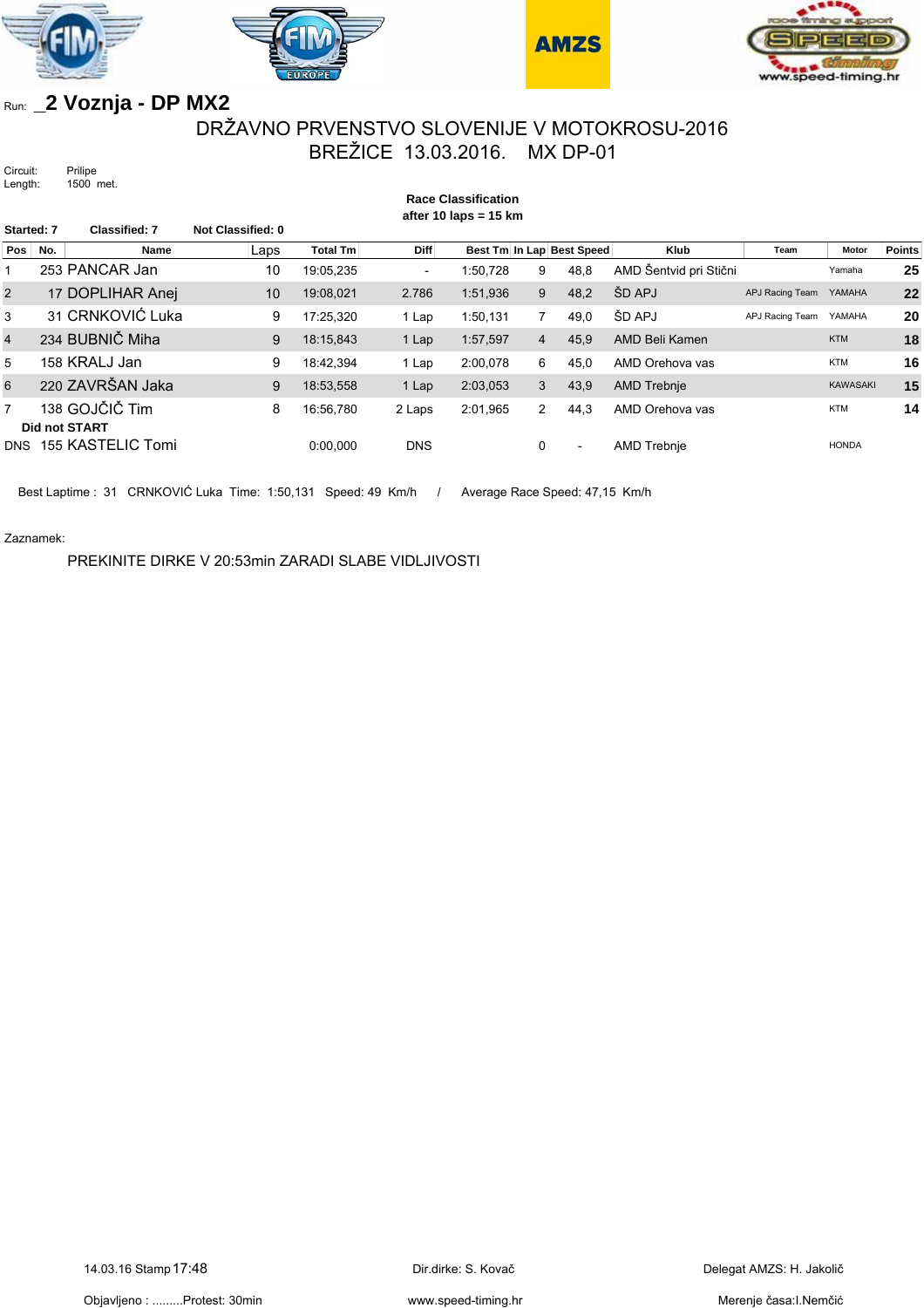Run: _2 Voznja - DP MX2

# DRŽAVNO PRVENSTVO SLOVENIJE V MOTOKROSU-2016

## BREŽICE 13.03.2016. MX DP-01

Circuit: Prilipe
Length: 1500 met.

**Race Classification**
**after 10 laps = 15 km**

**Started: 7** **Classified: 7** **Not Classified: 0**

| Pos | No. | Name | Laps | Total Tm | Diff | Best Tm | In Lap | Best Speed | Klub | Team | Motor | Points |
|---|---|---|---|---|---|---|---|---|---|---|---|---|
| 1 | 253 | PANCAR Jan | 10 | 19:05,235 | - | 1:50,728 | 9 | 48,8 | AMD Šentvid pri Stični | | Yamaha | 25 |
| 2 | 17 | DOPLIHAR Anej | 10 | 19:08,021 | 2.786 | 1:51,936 | 9 | 48,2 | ŠD APJ | APJ Racing Team | YAMAHA | 22 |
| 3 | 31 | CRNKOVIĆ Luka | 9 | 17:25,320 | 1 Lap | 1:50,131 | 7 | 49,0 | ŠD APJ | APJ Racing Team | YAMAHA | 20 |
| 4 | 234 | BUBNIČ Miha | 9 | 18:15,843 | 1 Lap | 1:57,597 | 4 | 45,9 | AMD Beli Kamen | | KTM | 18 |
| 5 | 158 | KRALJ Jan | 9 | 18:42,394 | 1 Lap | 2:00,078 | 6 | 45,0 | AMD Orehova vas | | KTM | 16 |
| 6 | 220 | ZAVRŠAN Jaka | 9 | 18:53,558 | 1 Lap | 2:03,053 | 3 | 43,9 | AMD Trebnje | | KAWASAKI | 15 |
| 7 | 138 | GOJČIČ Tim | 8 | 16:56,780 | 2 Laps | 2:01,965 | 2 | 44,3 | AMD Orehova vas | | KTM | 14 |
| **Did not START** | | | | | | | | | | | | |
| DNS | 155 | KASTELIC Tomi | | 0:00,000 | DNS | | 0 | - | AMD Trebnje | | HONDA | |

Best Laptime : 31 CRNKOVIĆ Luka Time: 1:50,131 Speed: 49 Km/h / Average Race Speed: 47,15 Km/h

Zaznamek:

PREKINITE DIRKE V 20:53min ZARADI SLABE VIDLJIVOSTI

14.03.16 Stamp 17:48 | Dir.dirke: S. Kovač | Delegat AMZS: H. Jakolič

Objavljeno : .........Protest: 30min | www.speed-timing.hr | Merenje časa:I.Nemčić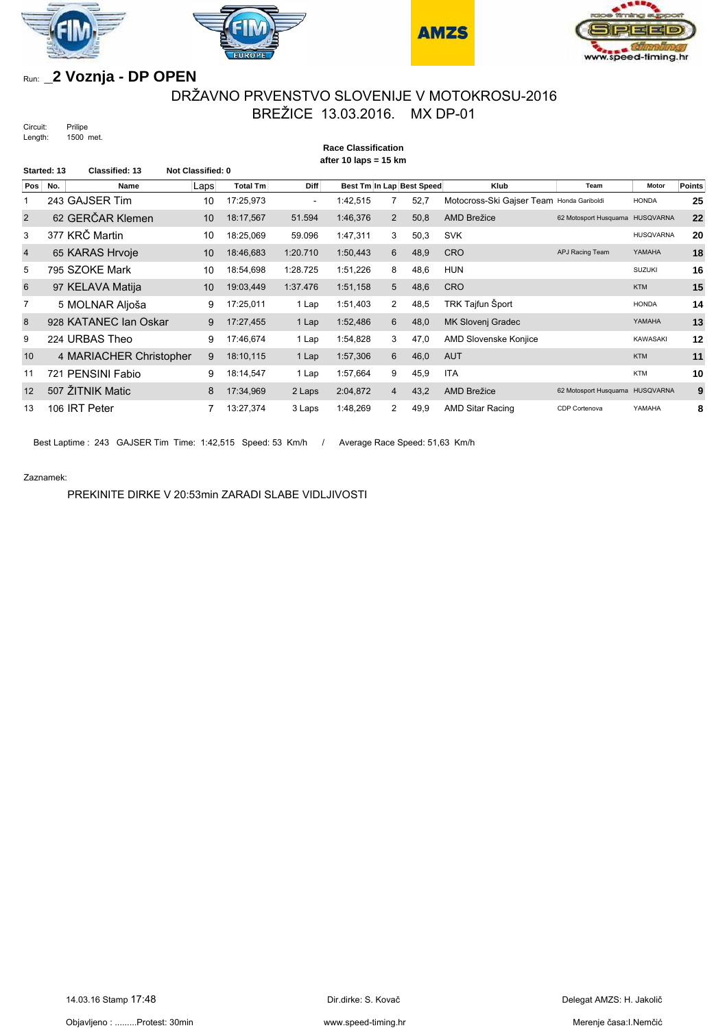Run: **_2 Voznja - DP OPEN**

## DRŽAVNO PRVENSTVO SLOVENIJE V MOTOKROSU-2016
## BREŽICE 13.03.2016. MX DP-01

Circuit: Prilipe
Length: 1500 met.

**Race Classification**
**after 10 laps = 15 km**

**Started: 13** **Classified: 13** **Not Classified: 0**

| Pos | No. | Name | Laps | Total Tm | Diff | Best Tm | In Lap | Best Speed | Klub | Team | Motor | Points |
|---|---|---|---|---|---|---|---|---|---|---|---|---|
| 1 | 243 | GAJSER Tim | 10 | 17:25,973 | - | 1:42,515 | 7 | 52,7 | Motocross-Ski Gajser Team | Honda Gariboldi | HONDA | 25 |
| 2 | 62 | GERČAR Klemen | 10 | 18:17,567 | 51.594 | 1:46,376 | 2 | 50,8 | AMD Brežice | 62 Motosport Husquarna | HUSQVARNA | 22 |
| 3 | 377 | KRČ Martin | 10 | 18:25,069 | 59.096 | 1:47,311 | 3 | 50,3 | SVK | | HUSQVARNA | 20 |
| 4 | 65 | KARAS Hrvoje | 10 | 18:46,683 | 1:20.710 | 1:50,443 | 6 | 48,9 | CRO | APJ Racing Team | YAMAHA | 18 |
| 5 | 795 | SZOKE Mark | 10 | 18:54,698 | 1:28.725 | 1:51,226 | 8 | 48,6 | HUN | | SUZUKI | 16 |
| 6 | 97 | KELAVA Matija | 10 | 19:03,449 | 1:37.476 | 1:51,158 | 5 | 48,6 | CRO | | KTM | 15 |
| 7 | 5 | MOLNAR Aljoša | 9 | 17:25,011 | 1 Lap | 1:51,403 | 2 | 48,5 | TRK Tajfun Šport | | HONDA | 14 |
| 8 | 928 | KATANEC Ian Oskar | 9 | 17:27,455 | 1 Lap | 1:52,486 | 6 | 48,0 | MK Slovenj Gradec | | YAMAHA | 13 |
| 9 | 224 | URBAS Theo | 9 | 17:46,674 | 1 Lap | 1:54,828 | 3 | 47,0 | AMD Slovenske Konjice | | KAWASAKI | 12 |
| 10 | 4 | MARIACHER Christopher | 9 | 18:10,115 | 1 Lap | 1:57,306 | 6 | 46,0 | AUT | | KTM | 11 |
| 11 | 721 | PENSINI Fabio | 9 | 18:14,547 | 1 Lap | 1:57,664 | 9 | 45,9 | ITA | | KTM | 10 |
| 12 | 507 | ŽITNIK Matic | 8 | 17:34,969 | 2 Laps | 2:04,872 | 4 | 43,2 | AMD Brežice | 62 Motosport Husquarna | HUSQVARNA | 9 |
| 13 | 106 | IRT Peter | 7 | 13:27,374 | 3 Laps | 1:48,269 | 2 | 49,9 | AMD Sitar Racing | CDP Cortenova | YAMAHA | 8 |

Best Laptime : 243 GAJSER Tim Time: 1:42,515 Speed: 53 Km/h / Average Race Speed: 51,63 Km/h

Zaznamek:

PREKINITE DIRKE V 20:53min ZARADI SLABE VIDLJIVOSTI

14.03.16 Stamp 17:48 Dir.dirke: S. Kovač Delegat AMZS: H. Jakolič

Objavljeno : .........Protest: 30min www.speed-timing.hr Merenje časa:I.Nemčić